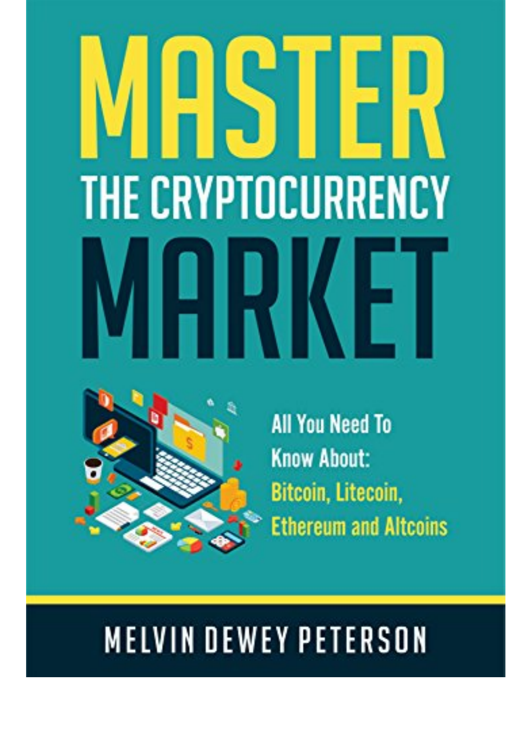# MASTER THE CRYPTOCURRENCY MARKET

All You Need To Know About: Bitcoin, Litecoin, Ethereum and Altcoins

MELVIN DEWEY PETERSON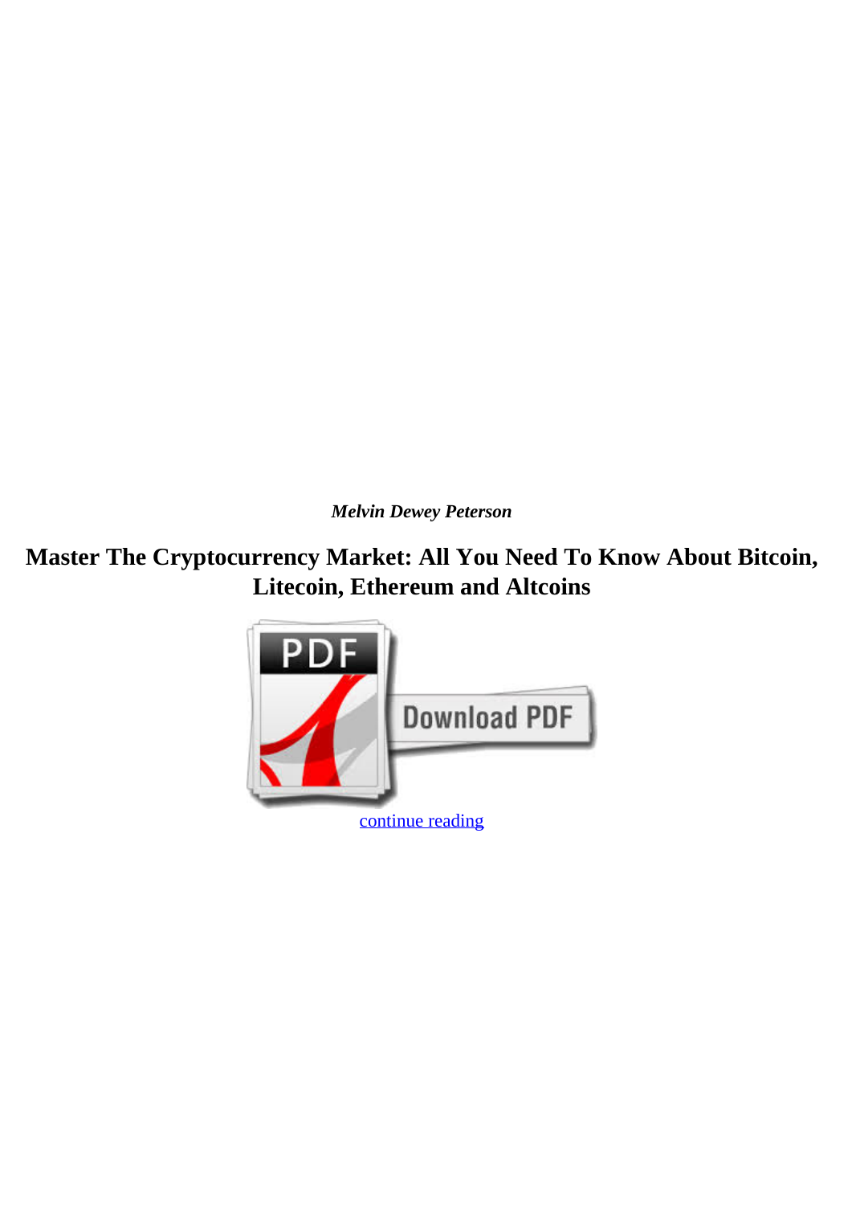*Melvin Dewey Peterson*

# Master The Cryptocurrency Market: All You Need To Know About Bitcoin, Litecoin, Ethereum and Altcoins

continue reading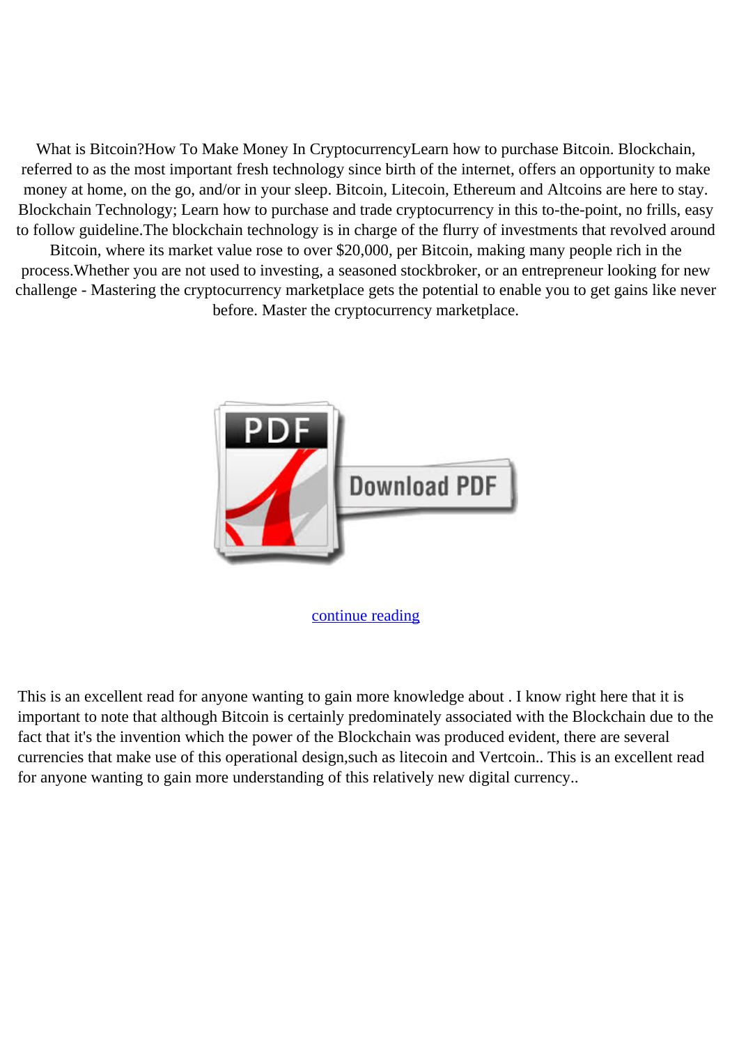What is Bitcoin?How To Make Money In CryptocurrencyLearn how to purchase Bitcoin. Blockchain, referred to as the most important fresh technology since birth of the internet, offers an opportunity to make money at home, on the go, and/or in your sleep. Bitcoin, Litecoin, Ethereum and Altcoins are here to stay. Blockchain Technology; Learn how to purchase and trade cryptocurrency in this to-the-point, no frills, easy to follow guideline.The blockchain technology is in charge of the flurry of investments that revolved around Bitcoin, where its market value rose to over $20,000, per Bitcoin, making many people rich in the process.Whether you are not used to investing, a seasoned stockbroker, or an entrepreneur looking for new challenge - Mastering the cryptocurrency marketplace gets the potential to enable you to get gains like never before. Master the cryptocurrency marketplace.

continue reading

This is an excellent read for anyone wanting to gain more knowledge about . I know right here that it is important to note that although Bitcoin is certainly predominately associated with the Blockchain due to the fact that it's the invention which the power of the Blockchain was produced evident, there are several currencies that make use of this operational design,such as litecoin and Vertcoin.. This is an excellent read for anyone wanting to gain more understanding of this relatively new digital currency..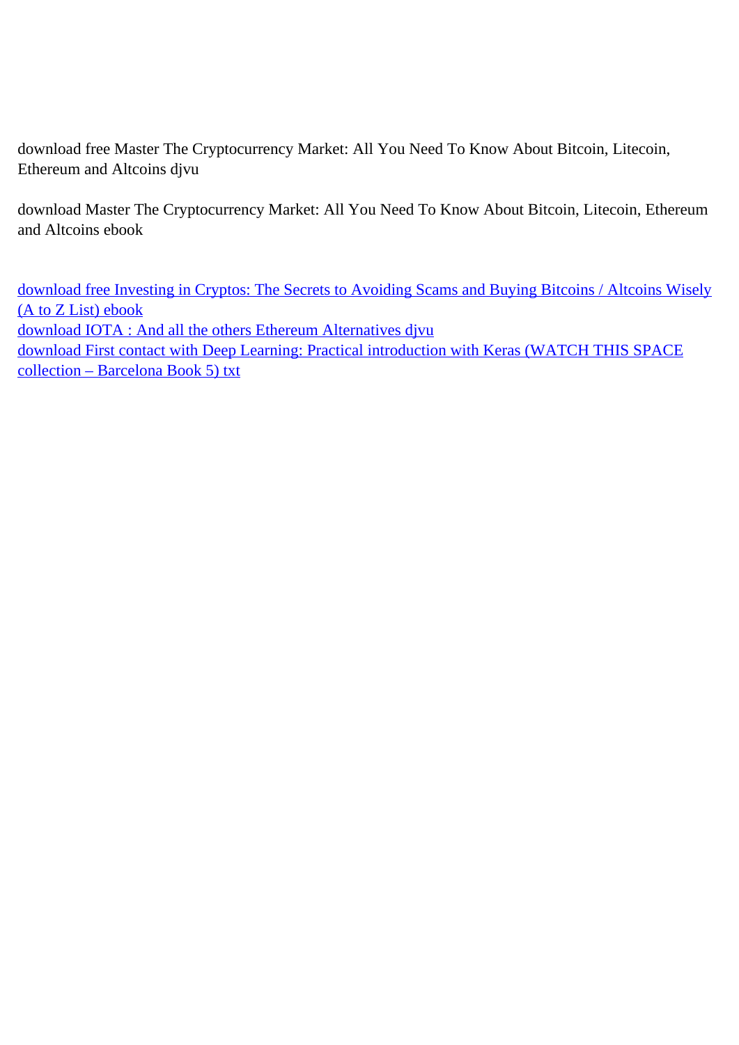download free Master The Cryptocurrency Market: All You Need To Know About Bitcoin, Litecoin, Ethereum and Altcoins djvu

download Master The Cryptocurrency Market: All You Need To Know About Bitcoin, Litecoin, Ethereum and Altcoins ebook

download free Investing in Cryptos: The Secrets to Avoiding Scams and Buying Bitcoins / Altcoins Wisely (A to Z List) ebook
download IOTA : And all the others Ethereum Alternatives djvu
download First contact with Deep Learning: Practical introduction with Keras (WATCH THIS SPACE collection – Barcelona Book 5) txt